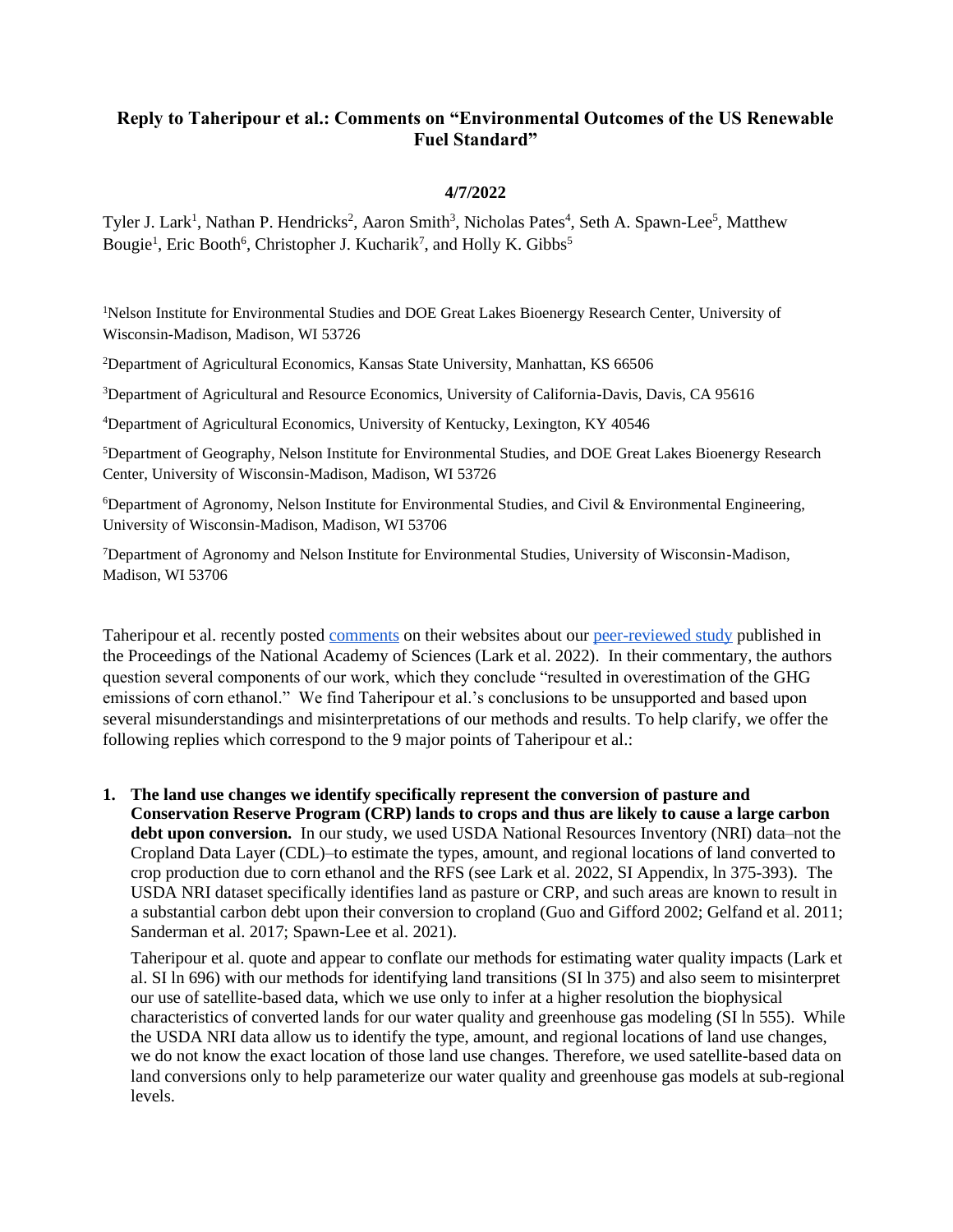# Reply to Taheripour et al.: Comments on "Environmental Outcomes of the US Renewable Fuel Standard"

**4/7/2022**

Tyler J. Lark[1], Nathan P. Hendricks[2], Aaron Smith[3], Nicholas Pates[4], Seth A. Spawn-Lee[5], Matthew Bougie[1], Eric Booth[6], Christopher J. Kucharik[7], and Holly K. Gibbs[5]

[1]Nelson Institute for Environmental Studies and DOE Great Lakes Bioenergy Research Center, University of Wisconsin-Madison, Madison, WI 53726

[2]Department of Agricultural Economics, Kansas State University, Manhattan, KS 66506

[3]Department of Agricultural and Resource Economics, University of California-Davis, Davis, CA 95616

[4]Department of Agricultural Economics, University of Kentucky, Lexington, KY 40546

[5]Department of Geography, Nelson Institute for Environmental Studies, and DOE Great Lakes Bioenergy Research Center, University of Wisconsin-Madison, Madison, WI 53726

[6]Department of Agronomy, Nelson Institute for Environmental Studies, and Civil & Environmental Engineering, University of Wisconsin-Madison, Madison, WI 53706

[7]Department of Agronomy and Nelson Institute for Environmental Studies, University of Wisconsin-Madison, Madison, WI 53706

Taheripour et al. recently posted comments on their websites about our peer-reviewed study published in the Proceedings of the National Academy of Sciences (Lark et al. 2022). In their commentary, the authors question several components of our work, which they conclude "resulted in overestimation of the GHG emissions of corn ethanol." We find Taheripour et al.'s conclusions to be unsupported and based upon several misunderstandings and misinterpretations of our methods and results. To help clarify, we offer the following replies which correspond to the 9 major points of Taheripour et al.:

1. **The land use changes we identify specifically represent the conversion of pasture and Conservation Reserve Program (CRP) lands to crops and thus are likely to cause a large carbon debt upon conversion.** In our study, we used USDA National Resources Inventory (NRI) data–not the Cropland Data Layer (CDL)–to estimate the types, amount, and regional locations of land converted to crop production due to corn ethanol and the RFS (see Lark et al. 2022, SI Appendix, ln 375-393). The USDA NRI dataset specifically identifies land as pasture or CRP, and such areas are known to result in a substantial carbon debt upon their conversion to cropland (Guo and Gifford 2002; Gelfand et al. 2011; Sanderman et al. 2017; Spawn-Lee et al. 2021).

   Taheripour et al. quote and appear to conflate our methods for estimating water quality impacts (Lark et al. SI ln 696) with our methods for identifying land transitions (SI ln 375) and also seem to misinterpret our use of satellite-based data, which we use only to infer at a higher resolution the biophysical characteristics of converted lands for our water quality and greenhouse gas modeling (SI ln 555). While the USDA NRI data allow us to identify the type, amount, and regional locations of land use changes, we do not know the exact location of those land use changes. Therefore, we used satellite-based data on land conversions only to help parameterize our water quality and greenhouse gas models at sub-regional levels.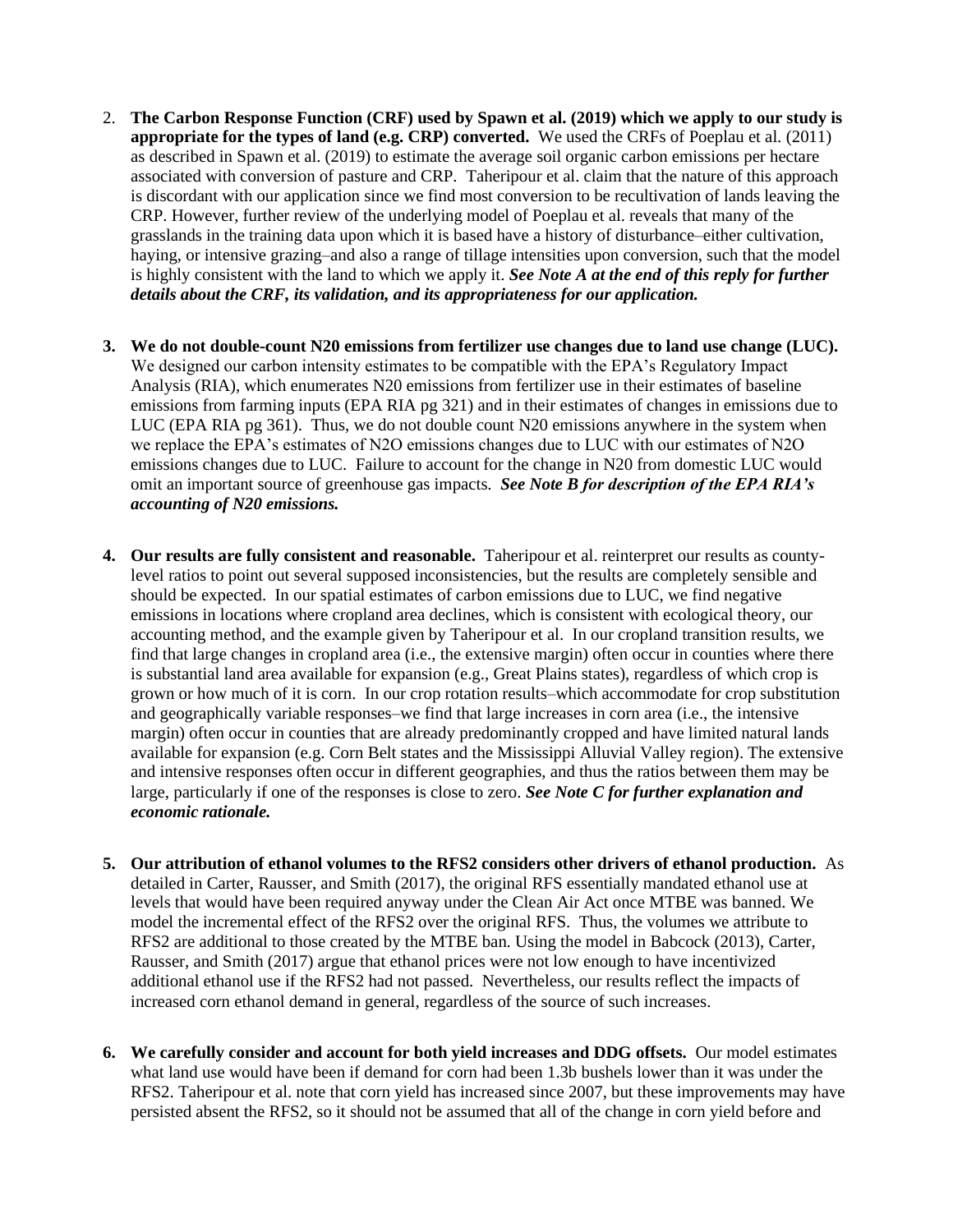2. **The Carbon Response Function (CRF) used by Spawn et al. (2019) which we apply to our study is appropriate for the types of land (e.g. CRP) converted.** We used the CRFs of Poeplau et al. (2011) as described in Spawn et al. (2019) to estimate the average soil organic carbon emissions per hectare associated with conversion of pasture and CRP. Taheripour et al. claim that the nature of this approach is discordant with our application since we find most conversion to be recultivation of lands leaving the CRP. However, further review of the underlying model of Poeplau et al. reveals that many of the grasslands in the training data upon which it is based have a history of disturbance–either cultivation, haying, or intensive grazing–and also a range of tillage intensities upon conversion, such that the model is highly consistent with the land to which we apply it. ***See Note A at the end of this reply for further details about the CRF, its validation, and its appropriateness for our application.***

3. **We do not double-count N20 emissions from fertilizer use changes due to land use change (LUC).** We designed our carbon intensity estimates to be compatible with the EPA's Regulatory Impact Analysis (RIA), which enumerates N20 emissions from fertilizer use in their estimates of baseline emissions from farming inputs (EPA RIA pg 321) and in their estimates of changes in emissions due to LUC (EPA RIA pg 361). Thus, we do not double count N20 emissions anywhere in the system when we replace the EPA's estimates of $N_2O$ emissions changes due to LUC with our estimates of $N_2O$ emissions changes due to LUC. Failure to account for the change in N20 from domestic LUC would omit an important source of greenhouse gas impacts. ***See Note B for description of the EPA RIA's accounting of N20 emissions.***

4. **Our results are fully consistent and reasonable.** Taheripour et al. reinterpret our results as county-level ratios to point out several supposed inconsistencies, but the results are completely sensible and should be expected. In our spatial estimates of carbon emissions due to LUC, we find negative emissions in locations where cropland area declines, which is consistent with ecological theory, our accounting method, and the example given by Taheripour et al. In our cropland transition results, we find that large changes in cropland area (i.e., the extensive margin) often occur in counties where there is substantial land area available for expansion (e.g., Great Plains states), regardless of which crop is grown or how much of it is corn. In our crop rotation results–which accommodate for crop substitution and geographically variable responses–we find that large increases in corn area (i.e., the intensive margin) often occur in counties that are already predominantly cropped and have limited natural lands available for expansion (e.g. Corn Belt states and the Mississippi Alluvial Valley region). The extensive and intensive responses often occur in different geographies, and thus the ratios between them may be large, particularly if one of the responses is close to zero. ***See Note C for further explanation and economic rationale.***

5. **Our attribution of ethanol volumes to the RFS2 considers other drivers of ethanol production.** As detailed in Carter, Rausser, and Smith (2017), the original RFS essentially mandated ethanol use at levels that would have been required anyway under the Clean Air Act once MTBE was banned. We model the incremental effect of the RFS2 over the original RFS. Thus, the volumes we attribute to RFS2 are additional to those created by the MTBE ban. Using the model in Babcock (2013), Carter, Rausser, and Smith (2017) argue that ethanol prices were not low enough to have incentivized additional ethanol use if the RFS2 had not passed. Nevertheless, our results reflect the impacts of increased corn ethanol demand in general, regardless of the source of such increases.

6. **We carefully consider and account for both yield increases and DDG offsets.** Our model estimates what land use would have been if demand for corn had been 1.3b bushels lower than it was under the RFS2. Taheripour et al. note that corn yield has increased since 2007, but these improvements may have persisted absent the RFS2, so it should not be assumed that all of the change in corn yield before and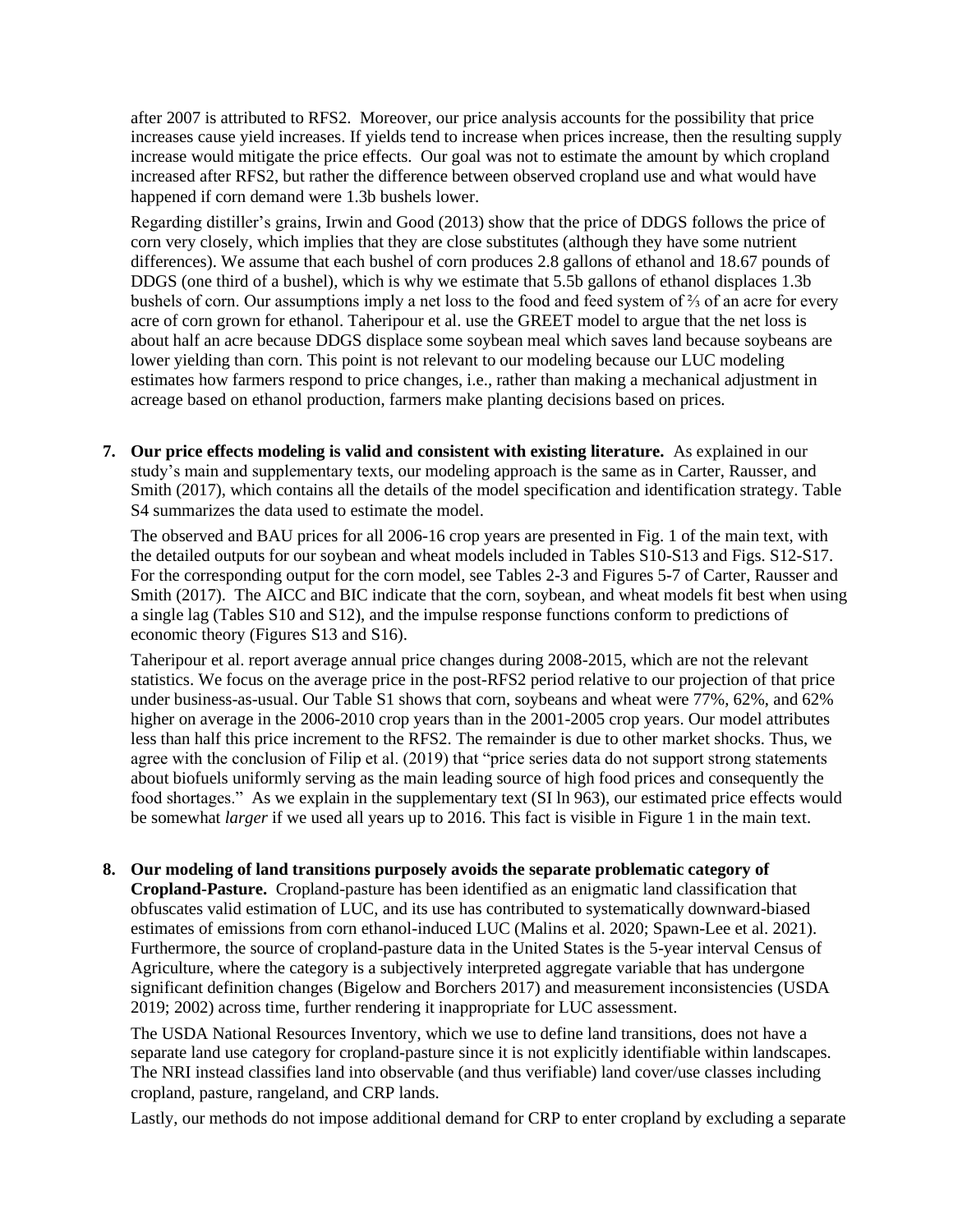after 2007 is attributed to RFS2. Moreover, our price analysis accounts for the possibility that price increases cause yield increases. If yields tend to increase when prices increase, then the resulting supply increase would mitigate the price effects. Our goal was not to estimate the amount by which cropland increased after RFS2, but rather the difference between observed cropland use and what would have happened if corn demand were 1.3b bushels lower.

Regarding distiller's grains, Irwin and Good (2013) show that the price of DDGS follows the price of corn very closely, which implies that they are close substitutes (although they have some nutrient differences). We assume that each bushel of corn produces 2.8 gallons of ethanol and 18.67 pounds of DDGS (one third of a bushel), which is why we estimate that 5.5b gallons of ethanol displaces 1.3b bushels of corn. Our assumptions imply a net loss to the food and feed system of ⅔ of an acre for every acre of corn grown for ethanol. Taheripour et al. use the GREET model to argue that the net loss is about half an acre because DDGS displace some soybean meal which saves land because soybeans are lower yielding than corn. This point is not relevant to our modeling because our LUC modeling estimates how farmers respond to price changes, i.e., rather than making a mechanical adjustment in acreage based on ethanol production, farmers make planting decisions based on prices.

7. **Our price effects modeling is valid and consistent with existing literature.** As explained in our study's main and supplementary texts, our modeling approach is the same as in Carter, Rausser, and Smith (2017), which contains all the details of the model specification and identification strategy. Table S4 summarizes the data used to estimate the model.

   The observed and BAU prices for all 2006-16 crop years are presented in Fig. 1 of the main text, with the detailed outputs for our soybean and wheat models included in Tables S10-S13 and Figs. S12-S17. For the corresponding output for the corn model, see Tables 2-3 and Figures 5-7 of Carter, Rausser and Smith (2017). The AICC and BIC indicate that the corn, soybean, and wheat models fit best when using a single lag (Tables S10 and S12), and the impulse response functions conform to predictions of economic theory (Figures S13 and S16).

   Taheripour et al. report average annual price changes during 2008-2015, which are not the relevant statistics. We focus on the average price in the post-RFS2 period relative to our projection of that price under business-as-usual. Our Table S1 shows that corn, soybeans and wheat were 77%, 62%, and 62% higher on average in the 2006-2010 crop years than in the 2001-2005 crop years. Our model attributes less than half this price increment to the RFS2. The remainder is due to other market shocks. Thus, we agree with the conclusion of Filip et al. (2019) that "price series data do not support strong statements about biofuels uniformly serving as the main leading source of high food prices and consequently the food shortages." As we explain in the supplementary text (SI ln 963), our estimated price effects would be somewhat *larger* if we used all years up to 2016. This fact is visible in Figure 1 in the main text.

8. **Our modeling of land transitions purposely avoids the separate problematic category of Cropland-Pasture.** Cropland-pasture has been identified as an enigmatic land classification that obfuscates valid estimation of LUC, and its use has contributed to systematically downward-biased estimates of emissions from corn ethanol-induced LUC (Malins et al. 2020; Spawn-Lee et al. 2021). Furthermore, the source of cropland-pasture data in the United States is the 5-year interval Census of Agriculture, where the category is a subjectively interpreted aggregate variable that has undergone significant definition changes (Bigelow and Borchers 2017) and measurement inconsistencies (USDA 2019; 2002) across time, further rendering it inappropriate for LUC assessment.

   The USDA National Resources Inventory, which we use to define land transitions, does not have a separate land use category for cropland-pasture since it is not explicitly identifiable within landscapes. The NRI instead classifies land into observable (and thus verifiable) land cover/use classes including cropland, pasture, rangeland, and CRP lands.

   Lastly, our methods do not impose additional demand for CRP to enter cropland by excluding a separate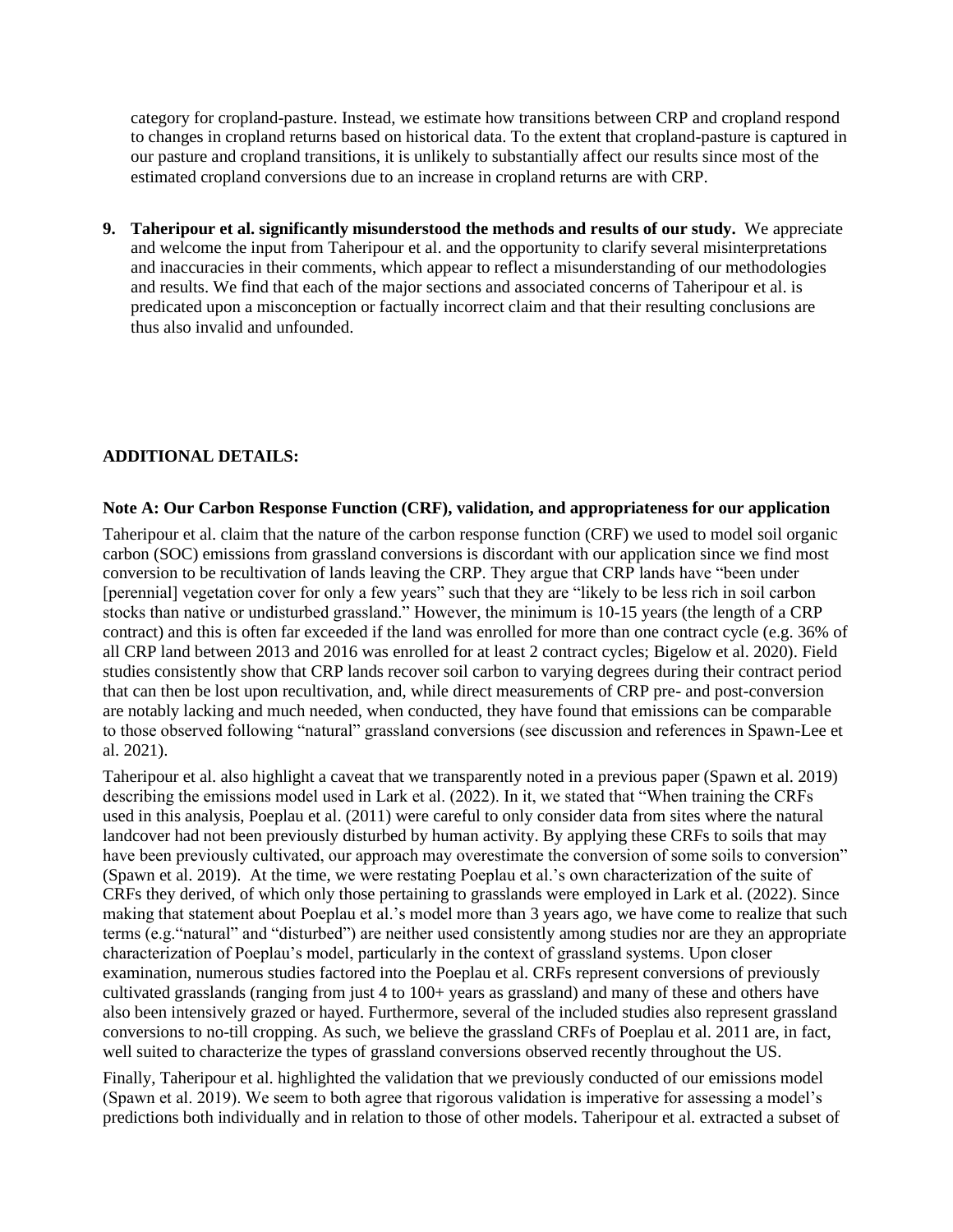category for cropland-pasture. Instead, we estimate how transitions between CRP and cropland respond to changes in cropland returns based on historical data. To the extent that cropland-pasture is captured in our pasture and cropland transitions, it is unlikely to substantially affect our results since most of the estimated cropland conversions due to an increase in cropland returns are with CRP.

9. **Taheripour et al. significantly misunderstood the methods and results of our study.** We appreciate and welcome the input from Taheripour et al. and the opportunity to clarify several misinterpretations and inaccuracies in their comments, which appear to reflect a misunderstanding of our methodologies and results. We find that each of the major sections and associated concerns of Taheripour et al. is predicated upon a misconception or factually incorrect claim and that their resulting conclusions are thus also invalid and unfounded.

**ADDITIONAL DETAILS:**

**Note A: Our Carbon Response Function (CRF), validation, and appropriateness for our application**

Taheripour et al. claim that the nature of the carbon response function (CRF) we used to model soil organic carbon (SOC) emissions from grassland conversions is discordant with our application since we find most conversion to be recultivation of lands leaving the CRP. They argue that CRP lands have "been under [perennial] vegetation cover for only a few years" such that they are "likely to be less rich in soil carbon stocks than native or undisturbed grassland." However, the minimum is 10-15 years (the length of a CRP contract) and this is often far exceeded if the land was enrolled for more than one contract cycle (e.g. 36% of all CRP land between 2013 and 2016 was enrolled for at least 2 contract cycles; Bigelow et al. 2020). Field studies consistently show that CRP lands recover soil carbon to varying degrees during their contract period that can then be lost upon recultivation, and, while direct measurements of CRP pre- and post-conversion are notably lacking and much needed, when conducted, they have found that emissions can be comparable to those observed following "natural" grassland conversions (see discussion and references in Spawn-Lee et al. 2021).

Taheripour et al. also highlight a caveat that we transparently noted in a previous paper (Spawn et al. 2019) describing the emissions model used in Lark et al. (2022). In it, we stated that "When training the CRFs used in this analysis, Poeplau et al. (2011) were careful to only consider data from sites where the natural landcover had not been previously disturbed by human activity. By applying these CRFs to soils that may have been previously cultivated, our approach may overestimate the conversion of some soils to conversion" (Spawn et al. 2019). At the time, we were restating Poeplau et al.'s own characterization of the suite of CRFs they derived, of which only those pertaining to grasslands were employed in Lark et al. (2022). Since making that statement about Poeplau et al.'s model more than 3 years ago, we have come to realize that such terms (e.g."natural" and "disturbed") are neither used consistently among studies nor are they an appropriate characterization of Poeplau's model, particularly in the context of grassland systems. Upon closer examination, numerous studies factored into the Poeplau et al. CRFs represent conversions of previously cultivated grasslands (ranging from just 4 to 100+ years as grassland) and many of these and others have also been intensively grazed or hayed. Furthermore, several of the included studies also represent grassland conversions to no-till cropping. As such, we believe the grassland CRFs of Poeplau et al. 2011 are, in fact, well suited to characterize the types of grassland conversions observed recently throughout the US.

Finally, Taheripour et al. highlighted the validation that we previously conducted of our emissions model (Spawn et al. 2019). We seem to both agree that rigorous validation is imperative for assessing a model's predictions both individually and in relation to those of other models. Taheripour et al. extracted a subset of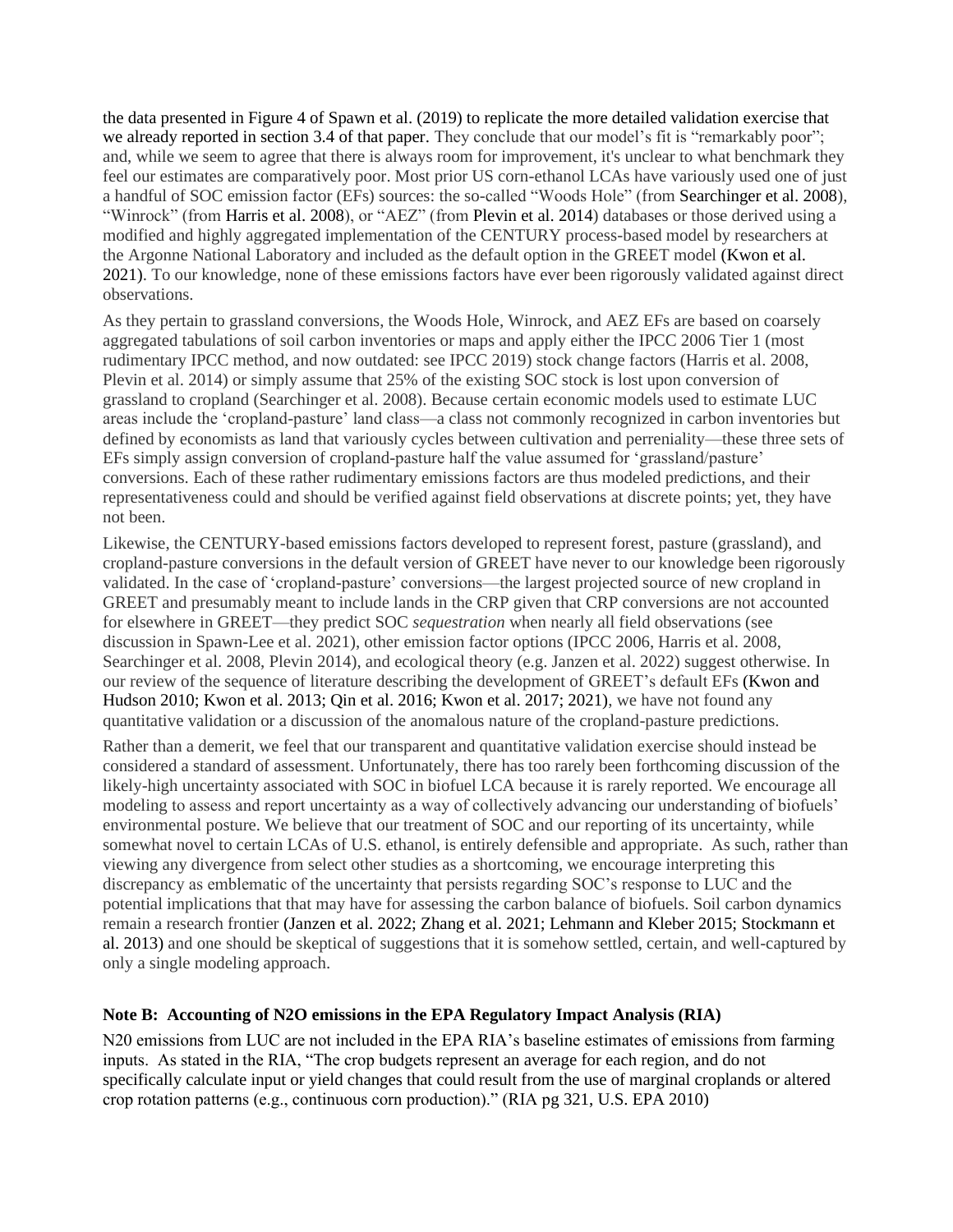the data presented in Figure 4 of Spawn et al. (2019) to replicate the more detailed validation exercise that we already reported in section 3.4 of that paper. They conclude that our model's fit is "remarkably poor"; and, while we seem to agree that there is always room for improvement, it's unclear to what benchmark they feel our estimates are comparatively poor. Most prior US corn-ethanol LCAs have variously used one of just a handful of SOC emission factor (EFs) sources: the so-called "Woods Hole" (from Searchinger et al. 2008), "Winrock" (from Harris et al. 2008), or "AEZ" (from Plevin et al. 2014) databases or those derived using a modified and highly aggregated implementation of the CENTURY process-based model by researchers at the Argonne National Laboratory and included as the default option in the GREET model (Kwon et al. 2021). To our knowledge, none of these emissions factors have ever been rigorously validated against direct observations.

As they pertain to grassland conversions, the Woods Hole, Winrock, and AEZ EFs are based on coarsely aggregated tabulations of soil carbon inventories or maps and apply either the IPCC 2006 Tier 1 (most rudimentary IPCC method, and now outdated: see IPCC 2019) stock change factors (Harris et al. 2008, Plevin et al. 2014) or simply assume that 25% of the existing SOC stock is lost upon conversion of grassland to cropland (Searchinger et al. 2008). Because certain economic models used to estimate LUC areas include the 'cropland-pasture' land class—a class not commonly recognized in carbon inventories but defined by economists as land that variously cycles between cultivation and perreniality—these three sets of EFs simply assign conversion of cropland-pasture half the value assumed for 'grassland/pasture' conversions. Each of these rather rudimentary emissions factors are thus modeled predictions, and their representativeness could and should be verified against field observations at discrete points; yet, they have not been.

Likewise, the CENTURY-based emissions factors developed to represent forest, pasture (grassland), and cropland-pasture conversions in the default version of GREET have never to our knowledge been rigorously validated. In the case of 'cropland-pasture' conversions—the largest projected source of new cropland in GREET and presumably meant to include lands in the CRP given that CRP conversions are not accounted for elsewhere in GREET—they predict SOC *sequestration* when nearly all field observations (see discussion in Spawn-Lee et al. 2021), other emission factor options (IPCC 2006, Harris et al. 2008, Searchinger et al. 2008, Plevin 2014), and ecological theory (e.g. Janzen et al. 2022) suggest otherwise. In our review of the sequence of literature describing the development of GREET's default EFs (Kwon and Hudson 2010; Kwon et al. 2013; Qin et al. 2016; Kwon et al. 2017; 2021), we have not found any quantitative validation or a discussion of the anomalous nature of the cropland-pasture predictions.

Rather than a demerit, we feel that our transparent and quantitative validation exercise should instead be considered a standard of assessment. Unfortunately, there has too rarely been forthcoming discussion of the likely-high uncertainty associated with SOC in biofuel LCA because it is rarely reported. We encourage all modeling to assess and report uncertainty as a way of collectively advancing our understanding of biofuels' environmental posture. We believe that our treatment of SOC and our reporting of its uncertainty, while somewhat novel to certain LCAs of U.S. ethanol, is entirely defensible and appropriate. As such, rather than viewing any divergence from select other studies as a shortcoming, we encourage interpreting this discrepancy as emblematic of the uncertainty that persists regarding SOC's response to LUC and the potential implications that that may have for assessing the carbon balance of biofuels. Soil carbon dynamics remain a research frontier (Janzen et al. 2022; Zhang et al. 2021; Lehmann and Kleber 2015; Stockmann et al. 2013) and one should be skeptical of suggestions that it is somehow settled, certain, and well-captured by only a single modeling approach.

**Note B: Accounting of N2O emissions in the EPA Regulatory Impact Analysis (RIA)**

N20 emissions from LUC are not included in the EPA RIA's baseline estimates of emissions from farming inputs. As stated in the RIA, "The crop budgets represent an average for each region, and do not specifically calculate input or yield changes that could result from the use of marginal croplands or altered crop rotation patterns (e.g., continuous corn production)." (RIA pg 321, U.S. EPA 2010)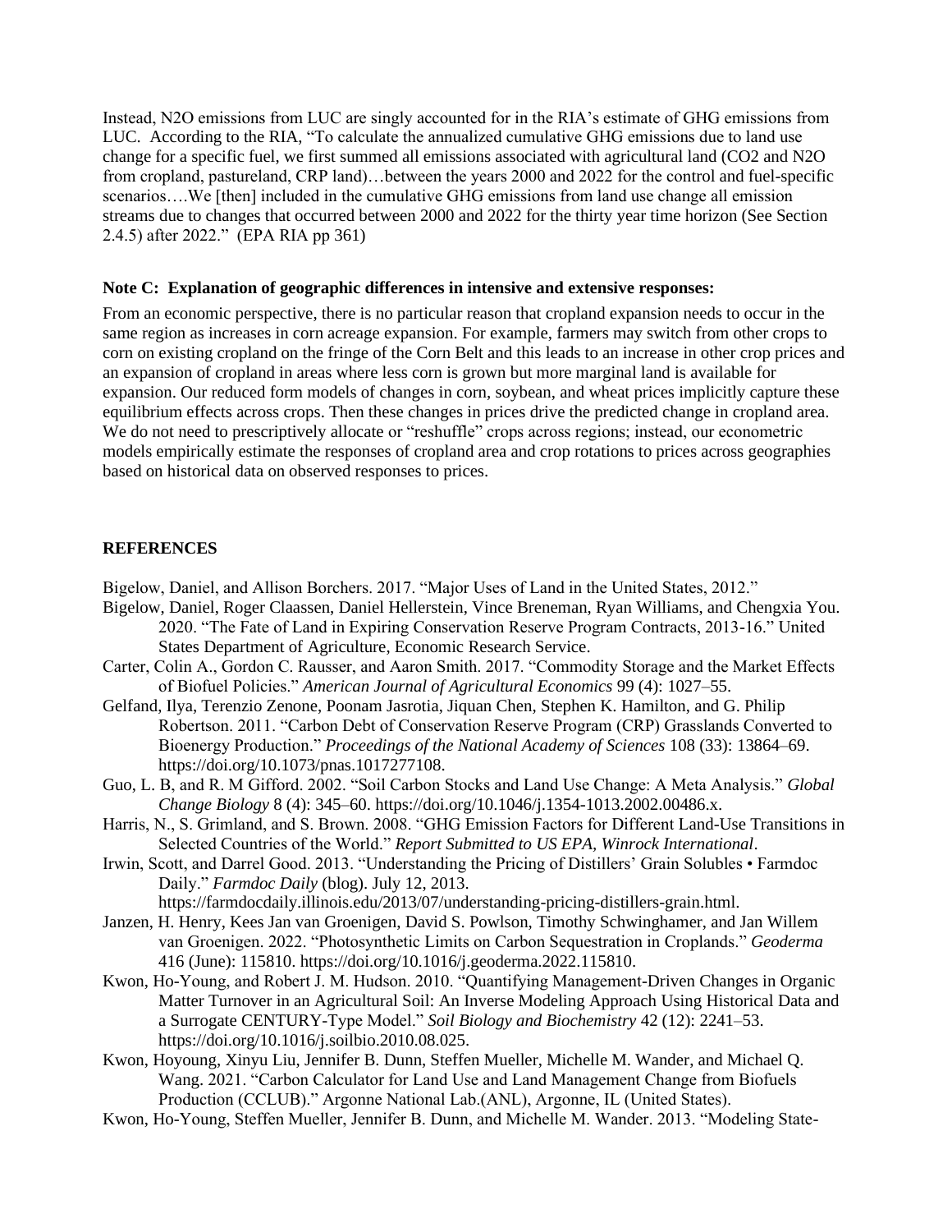Instead, $N_2O$ emissions from LUC are singly accounted for in the RIA's estimate of GHG emissions from LUC. According to the RIA, "To calculate the annualized cumulative GHG emissions due to land use change for a specific fuel, we first summed all emissions associated with agricultural land ($CO_2$ and $N_2O$ from cropland, pastureland, CRP land)…between the years 2000 and 2022 for the control and fuel-specific scenarios….We [then] included in the cumulative GHG emissions from land use change all emission streams due to changes that occurred between 2000 and 2022 for the thirty year time horizon (See Section 2.4.5) after 2022." (EPA RIA pp 361)

**Note C: Explanation of geographic differences in intensive and extensive responses:**

From an economic perspective, there is no particular reason that cropland expansion needs to occur in the same region as increases in corn acreage expansion. For example, farmers may switch from other crops to corn on existing cropland on the fringe of the Corn Belt and this leads to an increase in other crop prices and an expansion of cropland in areas where less corn is grown but more marginal land is available for expansion. Our reduced form models of changes in corn, soybean, and wheat prices implicitly capture these equilibrium effects across crops. Then these changes in prices drive the predicted change in cropland area. We do not need to prescriptively allocate or "reshuffle" crops across regions; instead, our econometric models empirically estimate the responses of cropland area and crop rotations to prices across geographies based on historical data on observed responses to prices.

## REFERENCES

Bigelow, Daniel, and Allison Borchers. 2017. "Major Uses of Land in the United States, 2012."

Bigelow, Daniel, Roger Claassen, Daniel Hellerstein, Vince Breneman, Ryan Williams, and Chengxia You. 2020. "The Fate of Land in Expiring Conservation Reserve Program Contracts, 2013-16." United States Department of Agriculture, Economic Research Service.

Carter, Colin A., Gordon C. Rausser, and Aaron Smith. 2017. "Commodity Storage and the Market Effects of Biofuel Policies." *American Journal of Agricultural Economics* 99 (4): 1027–55.

Gelfand, Ilya, Terenzio Zenone, Poonam Jasrotia, Jiquan Chen, Stephen K. Hamilton, and G. Philip Robertson. 2011. "Carbon Debt of Conservation Reserve Program (CRP) Grasslands Converted to Bioenergy Production." *Proceedings of the National Academy of Sciences* 108 (33): 13864–69. https://doi.org/10.1073/pnas.1017277108.

Guo, L. B, and R. M Gifford. 2002. "Soil Carbon Stocks and Land Use Change: A Meta Analysis." *Global Change Biology* 8 (4): 345–60. https://doi.org/10.1046/j.1354-1013.2002.00486.x.

Harris, N., S. Grimland, and S. Brown. 2008. "GHG Emission Factors for Different Land-Use Transitions in Selected Countries of the World." *Report Submitted to US EPA, Winrock International*.

Irwin, Scott, and Darrel Good. 2013. "Understanding the Pricing of Distillers' Grain Solubles • Farmdoc Daily." *Farmdoc Daily* (blog). July 12, 2013. https://farmdocdaily.illinois.edu/2013/07/understanding-pricing-distillers-grain.html.

Janzen, H. Henry, Kees Jan van Groenigen, David S. Powlson, Timothy Schwinghamer, and Jan Willem van Groenigen. 2022. "Photosynthetic Limits on Carbon Sequestration in Croplands." *Geoderma* 416 (June): 115810. https://doi.org/10.1016/j.geoderma.2022.115810.

Kwon, Ho-Young, and Robert J. M. Hudson. 2010. "Quantifying Management-Driven Changes in Organic Matter Turnover in an Agricultural Soil: An Inverse Modeling Approach Using Historical Data and a Surrogate CENTURY-Type Model." *Soil Biology and Biochemistry* 42 (12): 2241–53. https://doi.org/10.1016/j.soilbio.2010.08.025.

Kwon, Hoyoung, Xinyu Liu, Jennifer B. Dunn, Steffen Mueller, Michelle M. Wander, and Michael Q. Wang. 2021. "Carbon Calculator for Land Use and Land Management Change from Biofuels Production (CCLUB)." Argonne National Lab.(ANL), Argonne, IL (United States).

Kwon, Ho-Young, Steffen Mueller, Jennifer B. Dunn, and Michelle M. Wander. 2013. "Modeling State-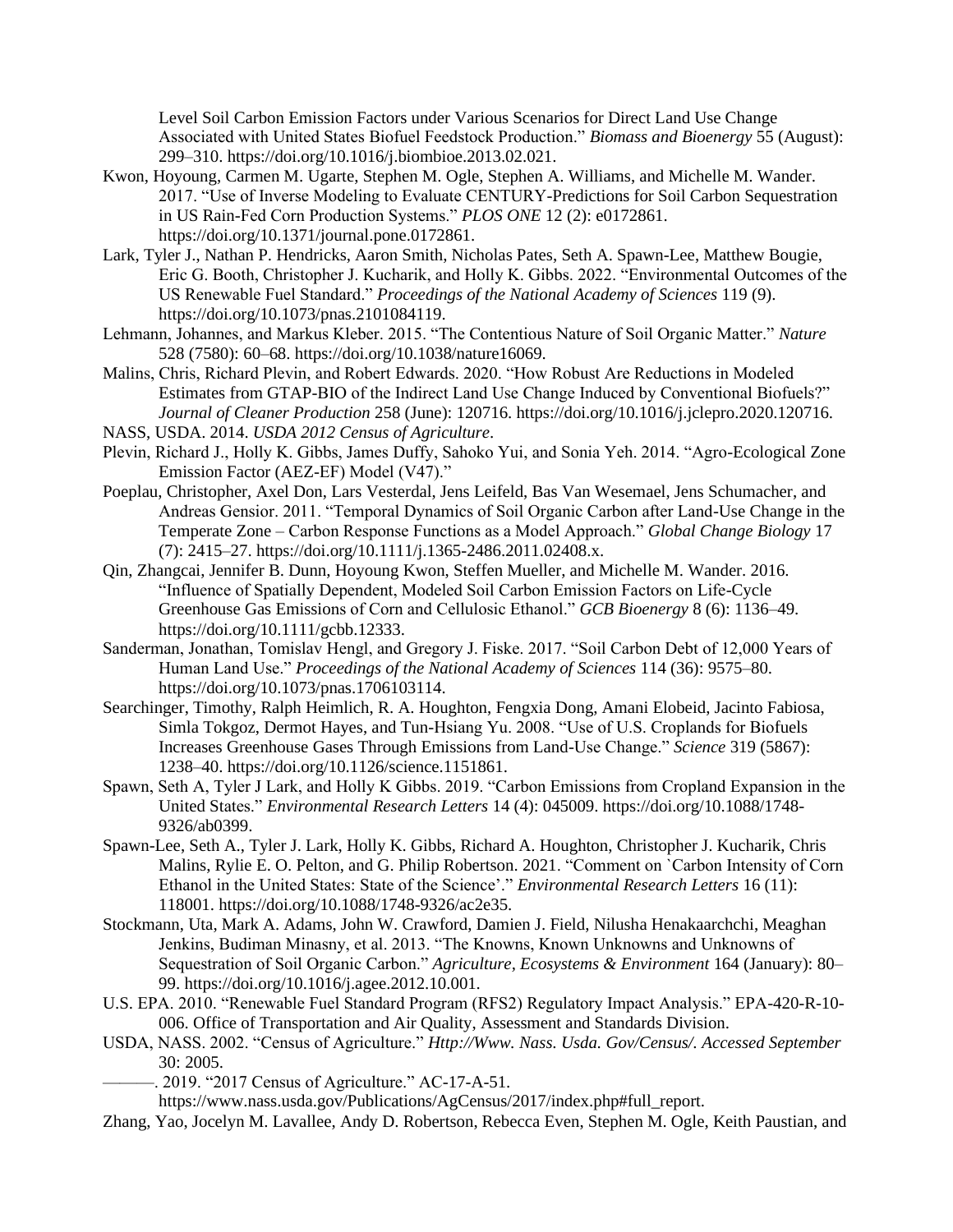Level Soil Carbon Emission Factors under Various Scenarios for Direct Land Use Change Associated with United States Biofuel Feedstock Production." *Biomass and Bioenergy* 55 (August): 299–310. https://doi.org/10.1016/j.biombioe.2013.02.021.

Kwon, Hoyoung, Carmen M. Ugarte, Stephen M. Ogle, Stephen A. Williams, and Michelle M. Wander. 2017. "Use of Inverse Modeling to Evaluate CENTURY-Predictions for Soil Carbon Sequestration in US Rain-Fed Corn Production Systems." *PLOS ONE* 12 (2): e0172861. https://doi.org/10.1371/journal.pone.0172861.

Lark, Tyler J., Nathan P. Hendricks, Aaron Smith, Nicholas Pates, Seth A. Spawn-Lee, Matthew Bougie, Eric G. Booth, Christopher J. Kucharik, and Holly K. Gibbs. 2022. "Environmental Outcomes of the US Renewable Fuel Standard." *Proceedings of the National Academy of Sciences* 119 (9). https://doi.org/10.1073/pnas.2101084119.

Lehmann, Johannes, and Markus Kleber. 2015. "The Contentious Nature of Soil Organic Matter." *Nature* 528 (7580): 60–68. https://doi.org/10.1038/nature16069.

Malins, Chris, Richard Plevin, and Robert Edwards. 2020. "How Robust Are Reductions in Modeled Estimates from GTAP-BIO of the Indirect Land Use Change Induced by Conventional Biofuels?" *Journal of Cleaner Production* 258 (June): 120716. https://doi.org/10.1016/j.jclepro.2020.120716.

NASS, USDA. 2014. *USDA 2012 Census of Agriculture*.

Plevin, Richard J., Holly K. Gibbs, James Duffy, Sahoko Yui, and Sonia Yeh. 2014. "Agro-Ecological Zone Emission Factor (AEZ-EF) Model (V47)."

Poeplau, Christopher, Axel Don, Lars Vesterdal, Jens Leifeld, Bas Van Wesemael, Jens Schumacher, and Andreas Gensior. 2011. "Temporal Dynamics of Soil Organic Carbon after Land-Use Change in the Temperate Zone – Carbon Response Functions as a Model Approach." *Global Change Biology* 17 (7): 2415–27. https://doi.org/10.1111/j.1365-2486.2011.02408.x.

Qin, Zhangcai, Jennifer B. Dunn, Hoyoung Kwon, Steffen Mueller, and Michelle M. Wander. 2016. "Influence of Spatially Dependent, Modeled Soil Carbon Emission Factors on Life-Cycle Greenhouse Gas Emissions of Corn and Cellulosic Ethanol." *GCB Bioenergy* 8 (6): 1136–49. https://doi.org/10.1111/gcbb.12333.

Sanderman, Jonathan, Tomislav Hengl, and Gregory J. Fiske. 2017. "Soil Carbon Debt of 12,000 Years of Human Land Use." *Proceedings of the National Academy of Sciences* 114 (36): 9575–80. https://doi.org/10.1073/pnas.1706103114.

Searchinger, Timothy, Ralph Heimlich, R. A. Houghton, Fengxia Dong, Amani Elobeid, Jacinto Fabiosa, Simla Tokgoz, Dermot Hayes, and Tun-Hsiang Yu. 2008. "Use of U.S. Croplands for Biofuels Increases Greenhouse Gases Through Emissions from Land-Use Change." *Science* 319 (5867): 1238–40. https://doi.org/10.1126/science.1151861.

Spawn, Seth A, Tyler J Lark, and Holly K Gibbs. 2019. "Carbon Emissions from Cropland Expansion in the United States." *Environmental Research Letters* 14 (4): 045009. https://doi.org/10.1088/1748-9326/ab0399.

Spawn-Lee, Seth A., Tyler J. Lark, Holly K. Gibbs, Richard A. Houghton, Christopher J. Kucharik, Chris Malins, Rylie E. O. Pelton, and G. Philip Robertson. 2021. "Comment on `Carbon Intensity of Corn Ethanol in the United States: State of the Science'." *Environmental Research Letters* 16 (11): 118001. https://doi.org/10.1088/1748-9326/ac2e35.

Stockmann, Uta, Mark A. Adams, John W. Crawford, Damien J. Field, Nilusha Henakaarchchi, Meaghan Jenkins, Budiman Minasny, et al. 2013. "The Knowns, Known Unknowns and Unknowns of Sequestration of Soil Organic Carbon." *Agriculture, Ecosystems & Environment* 164 (January): 80–99. https://doi.org/10.1016/j.agee.2012.10.001.

U.S. EPA. 2010. "Renewable Fuel Standard Program (RFS2) Regulatory Impact Analysis." EPA-420-R-10-006. Office of Transportation and Air Quality, Assessment and Standards Division.

USDA, NASS. 2002. "Census of Agriculture." *Http://Www. Nass. Usda. Gov/Census/. Accessed September* 30: 2005.

———. 2019. "2017 Census of Agriculture." AC-17-A-51. https://www.nass.usda.gov/Publications/AgCensus/2017/index.php#full_report.

Zhang, Yao, Jocelyn M. Lavallee, Andy D. Robertson, Rebecca Even, Stephen M. Ogle, Keith Paustian, and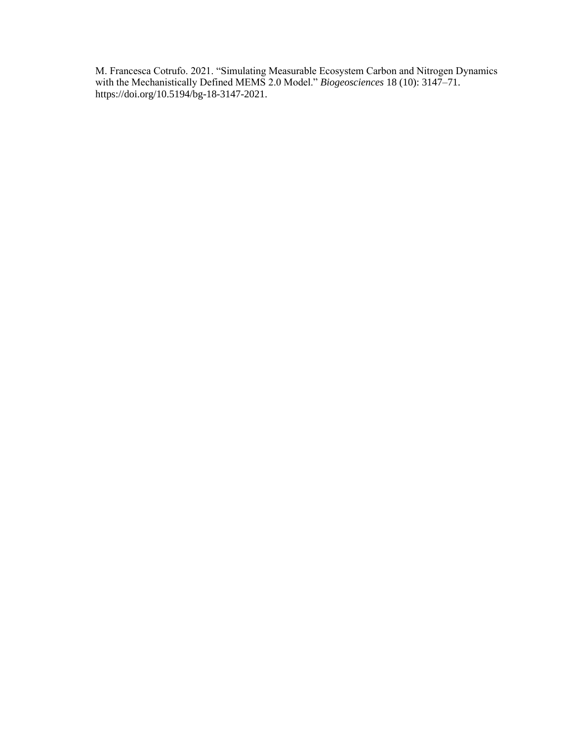M. Francesca Cotrufo. 2021. "Simulating Measurable Ecosystem Carbon and Nitrogen Dynamics with the Mechanistically Defined MEMS 2.0 Model." *Biogeosciences* 18 (10): 3147–71. https://doi.org/10.5194/bg-18-3147-2021.